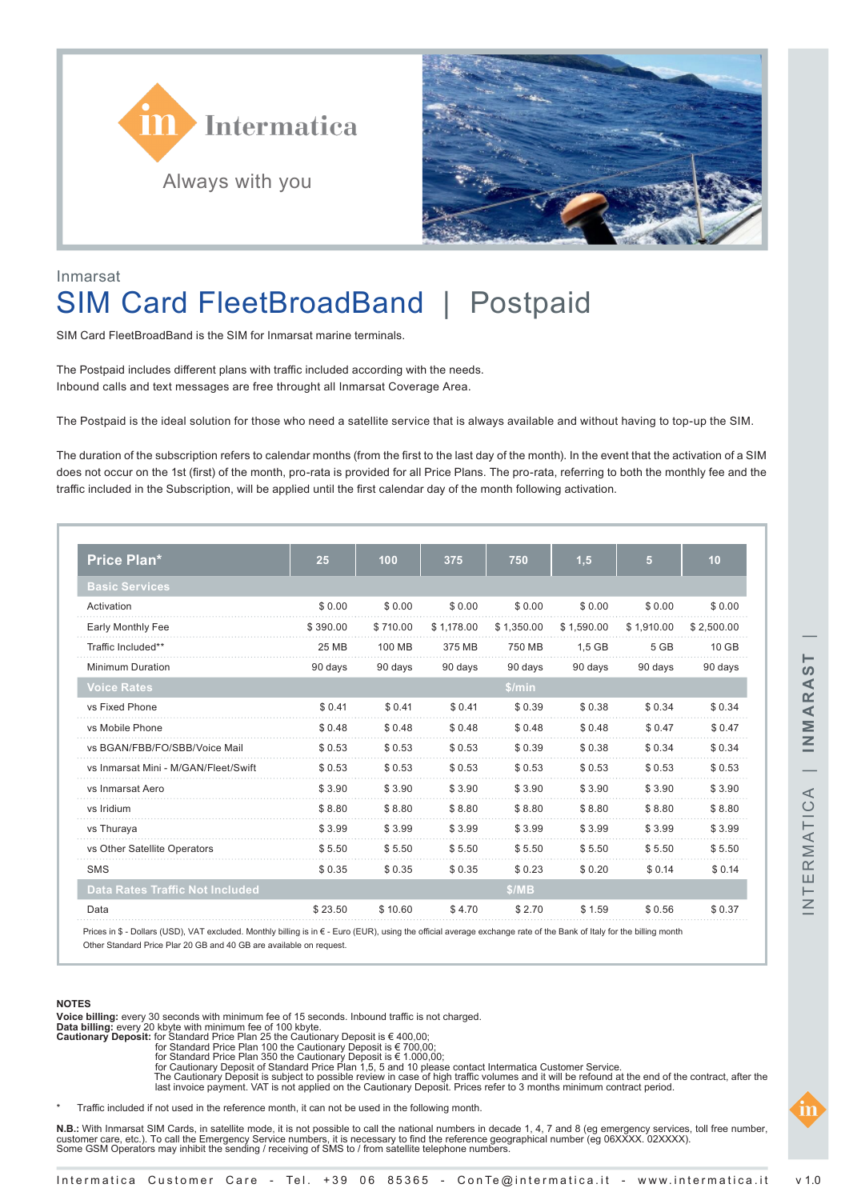Intermatica

Always with you

Inmarsat

# SIM Card FleetBroadBand | Postpaid

SIM Card FleetBroadBand is the SIM for Inmarsat marine terminals.

The Postpaid includes different plans with traffic included according with the needs.
Inbound calls and text messages are free throught all Inmarsat Coverage Area.

The Postpaid is the ideal solution for those who need a satellite service that is always available and without having to top-up the SIM.

The duration of the subscription refers to calendar months (from the first to the last day of the month). In the event that the activation of a SIM does not occur on the 1st (first) of the month, pro-rata is provided for all Price Plans. The pro-rata, referring to both the monthly fee and the traffic included in the Subscription, will be applied until the first calendar day of the month following activation.

| Price Plan* | 25 | 100 | 375 | 750 | 1,5 | 5 | 10 |
|---|---|---|---|---|---|---|---|
| **Basic Services** | | | | | | | |
| Activation | $ 0.00 | $ 0.00 | $ 0.00 | $ 0.00 | $ 0.00 | $ 0.00 | $ 0.00 |
| Early Monthly Fee | $ 390.00 | $ 710.00 | $ 1,178.00 | $ 1,350.00 | $ 1,590.00 | $ 1,910.00 | $ 2,500.00 |
| Traffic Included** | 25 MB | 100 MB | 375 MB | 750 MB | 1,5 GB | 5 GB | 10 GB |
| Minimum Duration | 90 days | 90 days | 90 days | 90 days | 90 days | 90 days | 90 days |
| **Voice Rates** | | | | $/min | | | |
| vs Fixed Phone | $ 0.41 | $ 0.41 | $ 0.41 | $ 0.39 | $ 0.38 | $ 0.34 | $ 0.34 |
| vs Mobile Phone | $ 0.48 | $ 0.48 | $ 0.48 | $ 0.48 | $ 0.48 | $ 0.47 | $ 0.47 |
| vs BGAN/FBB/FO/SBB/Voice Mail | $ 0.53 | $ 0.53 | $ 0.53 | $ 0.39 | $ 0.38 | $ 0.34 | $ 0.34 |
| vs Inmarsat Mini - M/GAN/Fleet/Swift | $ 0.53 | $ 0.53 | $ 0.53 | $ 0.53 | $ 0.53 | $ 0.53 | $ 0.53 |
| vs Inmarsat Aero | $ 3.90 | $ 3.90 | $ 3.90 | $ 3.90 | $ 3.90 | $ 3.90 | $ 3.90 |
| vs Iridium | $ 8.80 | $ 8.80 | $ 8.80 | $ 8.80 | $ 8.80 | $ 8.80 | $ 8.80 |
| vs Thuraya | $ 3.99 | $ 3.99 | $ 3.99 | $ 3.99 | $ 3.99 | $ 3.99 | $ 3.99 |
| vs Other Satellite Operators | $ 5.50 | $ 5.50 | $ 5.50 | $ 5.50 | $ 5.50 | $ 5.50 | $ 5.50 |
| SMS | $ 0.35 | $ 0.35 | $ 0.35 | $ 0.23 | $ 0.20 | $ 0.14 | $ 0.14 |
| **Data Rates Traffic Not Included** | | | | $/MB | | | |
| Data | $ 23.50 | $ 10.60 | $ 4.70 | $ 2.70 | $ 1.59 | $ 0.56 | $ 0.37 |

Prices in $ - Dollars (USD), VAT excluded. Monthly billing is in € - Euro (EUR), using the official average exchange rate of the Bank of Italy for the billing month
Other Standard Price Plar 20 GB and 40 GB are available on request.

**NOTES**

**Voice billing:** every 30 seconds with minimum fee of 15 seconds. Inbound traffic is not charged.
**Data billing:** every 20 kbyte with minimum fee of 100 kbyte.
**Cautionary Deposit:** for Standard Price Plan 25 the Cautionary Deposit is € 400,00;
for Standard Price Plan 100 the Cautionary Deposit is € 700,00;
for Standard Price Plan 350 the Cautionary Deposit is € 1.000,00;
for Cautionary Deposit of Standard Price Plan 1,5, 5 and 10 please contact Intermatica Customer Service.
The Cautionary Deposit is subject to possible review in case of high traffic volumes and it will be refound at the end of the contract, after the last invoice payment. VAT is not applied on the Cautionary Deposit. Prices refer to 3 months minimum contract period.

\* Traffic included if not used in the reference month, it can not be used in the following month.

**N.B.:** With Inmarsat SIM Cards, in satellite mode, it is not possible to call the national numbers in decade 1, 4, 7 and 8 (eg emergency services, toll free number, customer care, etc.). To call the Emergency Service numbers, it is necessary to find the reference geographical number (eg 06XXXX. 02XXXX).
Some GSM Operators may inhibit the sending / receiving of SMS to / from satellite telephone numbers.

Intermatica Customer Care - Tel. +39 06 85365 - ConTe@intermatica.it - www.intermatica.it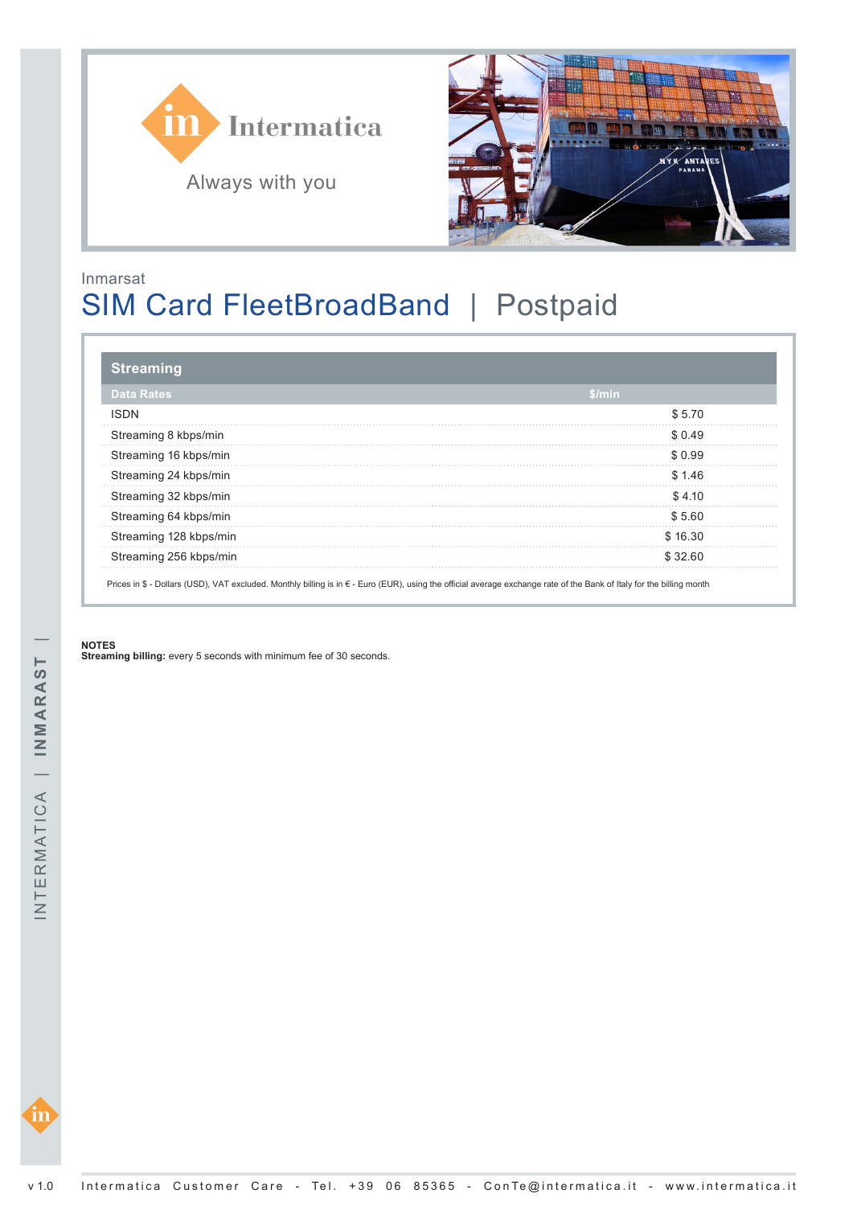Intermatica

Always with you

Inmarsat

# SIM Card FleetBroadBand | Postpaid

## Streaming

| Data Rates | $/min |
|---|---|
| ISDN | $ 5.70 |
| Streaming 8 kbps/min | $ 0.49 |
| Streaming 16 kbps/min | $ 0.99 |
| Streaming 24 kbps/min | $ 1.46 |
| Streaming 32 kbps/min | $ 4.10 |
| Streaming 64 kbps/min | $ 5.60 |
| Streaming 128 kbps/min | $ 16.30 |
| Streaming 256 kbps/min | $ 32.60 |

Prices in $ - Dollars (USD), VAT excluded. Monthly billing is in € - Euro (EUR), using the official average exchange rate of the Bank of Italy for the billing month

**NOTES**

**Streaming billing:** every 5 seconds with minimum fee of 30 seconds.

INTERMATICA | INMARAST |

v 1.0

Intermatica Customer Care - Tel. +39 06 85365 - ConTe@intermatica.it - www.intermatica.it